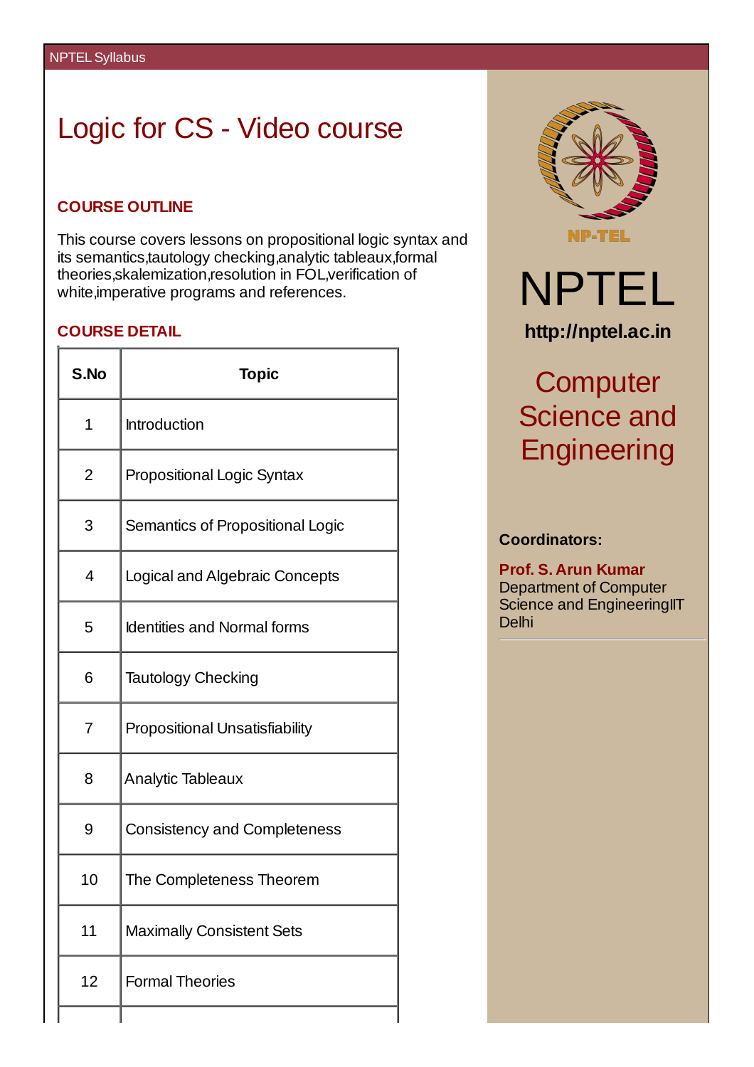NPTEL Syllabus

# Logic for CS - Video course

## COURSE OUTLINE

This course covers lessons on propositional logic syntax and its semantics,tautology checking,analytic tableaux,formal theories,skalemization,resolution in FOL,verification of white,imperative programs and references.

## COURSE DETAIL

| S.No | Topic |
|---|---|
| 1 | Introduction |
| 2 | Propositional Logic Syntax |
| 3 | Semantics of Propositional Logic |
| 4 | Logical and Algebraic Concepts |
| 5 | Identities and Normal forms |
| 6 | Tautology Checking |
| 7 | Propositional Unsatisfiability |
| 8 | Analytic Tableaux |
| 9 | Consistency and Completeness |
| 10 | The Completeness Theorem |
| 11 | Maximally Consistent Sets |
| 12 | Formal Theories |

NP-TEL

# NPTEL

**http://nptel.ac.in**

## Computer Science and Engineering

**Coordinators:**

**Prof. S. Arun Kumar**
Department of Computer Science and EngineeringIIT Delhi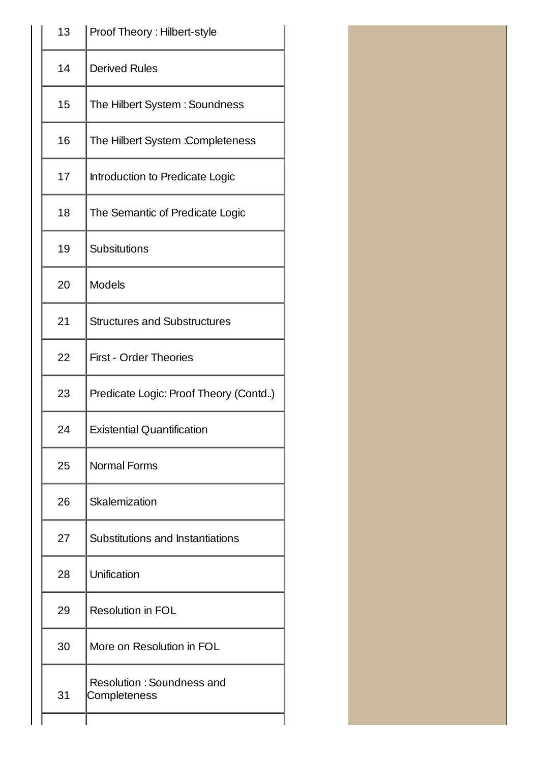| | |
|---|---|
| 13 | Proof Theory : Hilbert-style |
| 14 | Derived Rules |
| 15 | The Hilbert System : Soundness |
| 16 | The Hilbert System :Completeness |
| 17 | Introduction to Predicate Logic |
| 18 | The Semantic of Predicate Logic |
| 19 | Subsitutions |
| 20 | Models |
| 21 | Structures and Substructures |
| 22 | First - Order Theories |
| 23 | Predicate Logic: Proof Theory (Contd..) |
| 24 | Existential Quantification |
| 25 | Normal Forms |
| 26 | Skalemization |
| 27 | Substitutions and Instantiations |
| 28 | Unification |
| 29 | Resolution in FOL |
| 30 | More on Resolution in FOL |
| 31 | Resolution : Soundness and Completeness |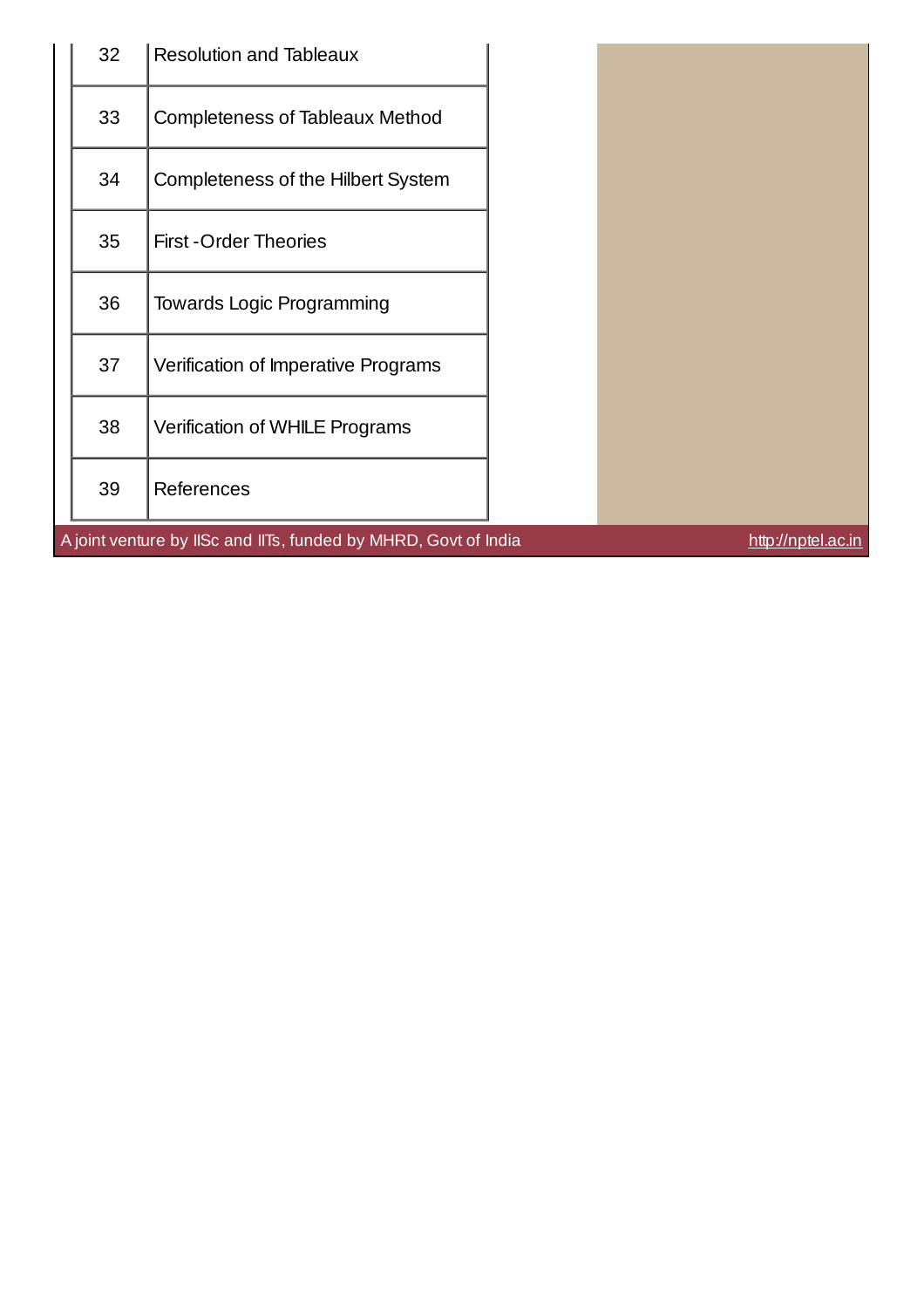| | |
|---|---|
| 32 | Resolution and Tableaux |
| 33 | Completeness of Tableaux Method |
| 34 | Completeness of the Hilbert System |
| 35 | First -Order Theories |
| 36 | Towards Logic Programming |
| 37 | Verification of Imperative Programs |
| 38 | Verification of WHILE Programs |
| 39 | References |

A joint venture by IISc and IITs, funded by MHRD, Govt of India http://nptel.ac.in